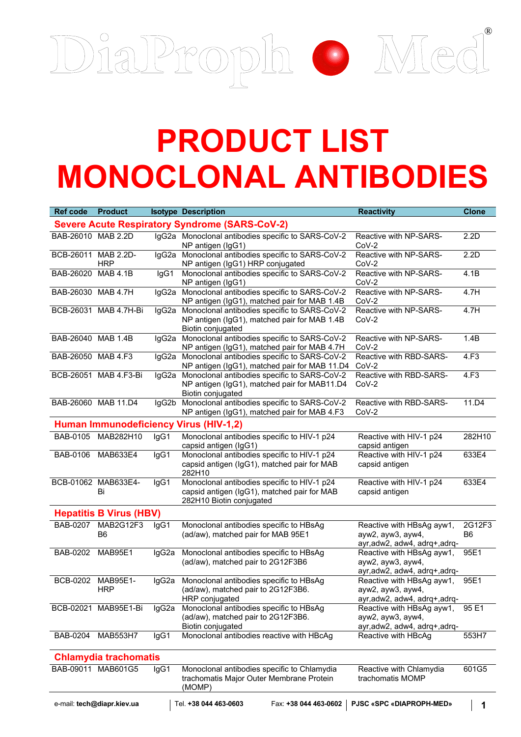DiaProph Med®

# PRODUCT LIST
# MONOCLONAL ANTIBODIES

| Ref code | Product | Isotype | Description | Reactivity | Clone |
|---|---|---|---|---|---|
| **Severe Acute Respiratory Syndrome (SARS-CoV-2)** | | | | | |
| BAB-26010 | MAB 2.2D | IgG2a | Monoclonal antibodies specific to SARS-CoV-2 NP antigen (IgG1) | Reactive with NP-SARS-CoV-2 | 2.2D |
| BCB-26011 | MAB 2.2D-HRP | IgG2a | Monoclonal antibodies specific to SARS-CoV-2 NP antigen (IgG1) HRP conjugated | Reactive with NP-SARS-CoV-2 | 2.2D |
| BAB-26020 | MAB 4.1B | IgG1 | Monoclonal antibodies specific to SARS-CoV-2 NP antigen (IgG1) | Reactive with NP-SARS-CoV-2 | 4.1B |
| BAB-26030 | MAB 4.7H | IgG2a | Monoclonal antibodies specific to SARS-CoV-2 NP antigen (IgG1), matched pair for MAB 1.4B | Reactive with NP-SARS-CoV-2 | 4.7H |
| BCB-26031 | MAB 4.7H-Bi | IgG2a | Monoclonal antibodies specific to SARS-CoV-2 NP antigen (IgG1), matched pair for MAB 1.4B Biotin conjugated | Reactive with NP-SARS-CoV-2 | 4.7H |
| BAB-26040 | MAB 1.4B | IgG2a | Monoclonal antibodies specific to SARS-CoV-2 NP antigen (IgG1), matched pair for MAB 4.7H | Reactive with NP-SARS-CoV-2 | 1.4B |
| BAB-26050 | MAB 4.F3 | IgG2a | Monoclonal antibodies specific to SARS-CoV-2 NP antigen (IgG1), matched pair for MAB 11.D4 | Reactive with RBD-SARS-CoV-2 | 4.F3 |
| BCB-26051 | MAB 4.F3-Bi | IgG2a | Monoclonal antibodies specific to SARS-CoV-2 NP antigen (IgG1), matched pair for MAB11.D4 Biotin conjugated | Reactive with RBD-SARS-CoV-2 | 4.F3 |
| BAB-26060 | MAB 11.D4 | IgG2b | Monoclonal antibodies specific to SARS-CoV-2 NP antigen (IgG1), matched pair for MAB 4.F3 | Reactive with RBD-SARS-CoV-2 | 11.D4 |
| **Human Immunodeficiency Virus (HIV-1,2)** | | | | | |
| BAB-0105 | MAB282H10 | IgG1 | Monoclonal antibodies specific to HIV-1 p24 capsid antigen (IgG1) | Reactive with HIV-1 p24 capsid antigen | 282H10 |
| BAB-0106 | MAB633E4 | IgG1 | Monoclonal antibodies specific to HIV-1 p24 capsid antigen (IgG1), matched pair for MAB 282H10 | Reactive with HIV-1 p24 capsid antigen | 633E4 |
| BCB-01062 | MAB633E4-Bi | IgG1 | Monoclonal antibodies specific to HIV-1 p24 capsid antigen (IgG1), matched pair for MAB 282H10 Biotin conjugated | Reactive with HIV-1 p24 capsid antigen | 633E4 |
| **Hepatitis B Virus (HBV)** | | | | | |
| BAB-0207 | MAB2G12F3 B6 | IgG1 | Monoclonal antibodies specific to HBsAg (ad/aw), matched pair for MAB 95E1 | Reactive with HBsAg ayw1, ayw2, ayw3, ayw4, ayr,adw2, adw4, adrq+,adrq- | 2G12F3 B6 |
| BAB-0202 | MAB95E1 | IgG2a | Monoclonal antibodies specific to HBsAg (ad/aw), matched pair to 2G12F3B6 | Reactive with HBsAg ayw1, ayw2, ayw3, ayw4, ayr,adw2, adw4, adrq+,adrq- | 95E1 |
| BCB-0202 | MAB95E1-HRP | IgG2a | Monoclonal antibodies specific to HBsAg (ad/aw), matched pair to 2G12F3B6. HRP conjugated | Reactive with HBsAg ayw1, ayw2, ayw3, ayw4, ayr,adw2, adw4, adrq+,adrq- | 95E1 |
| BCB-02021 | MAB95E1-Bi | IgG2a | Monoclonal antibodies specific to HBsAg (ad/aw), matched pair to 2G12F3B6. Biotin conjugated | Reactive with HBsAg ayw1, ayw2, ayw3, ayw4, ayr,adw2, adw4, adrq+,adrq- | 95 E1 |
| BAB-0204 | MAB553H7 | IgG1 | Monoclonal antibodies reactive with HBcAg | Reactive with HBcAg | 553H7 |
| **Chlamydia trachomatis** | | | | | |
| BAB-09011 | MAB601G5 | IgG1 | Monoclonal antibodies specific to Chlamydia trachomatis Major Outer Membrane Protein (MOMP) | Reactive with Chlamydia trachomatis MOMP | 601G5 |

e-mail: **tech@diapr.kiev.ua** | Tel. **+38 044 463-0603** | Fax: **+38 044 463-0602** | **PJSC «SPC «DIAPROPH-MED»**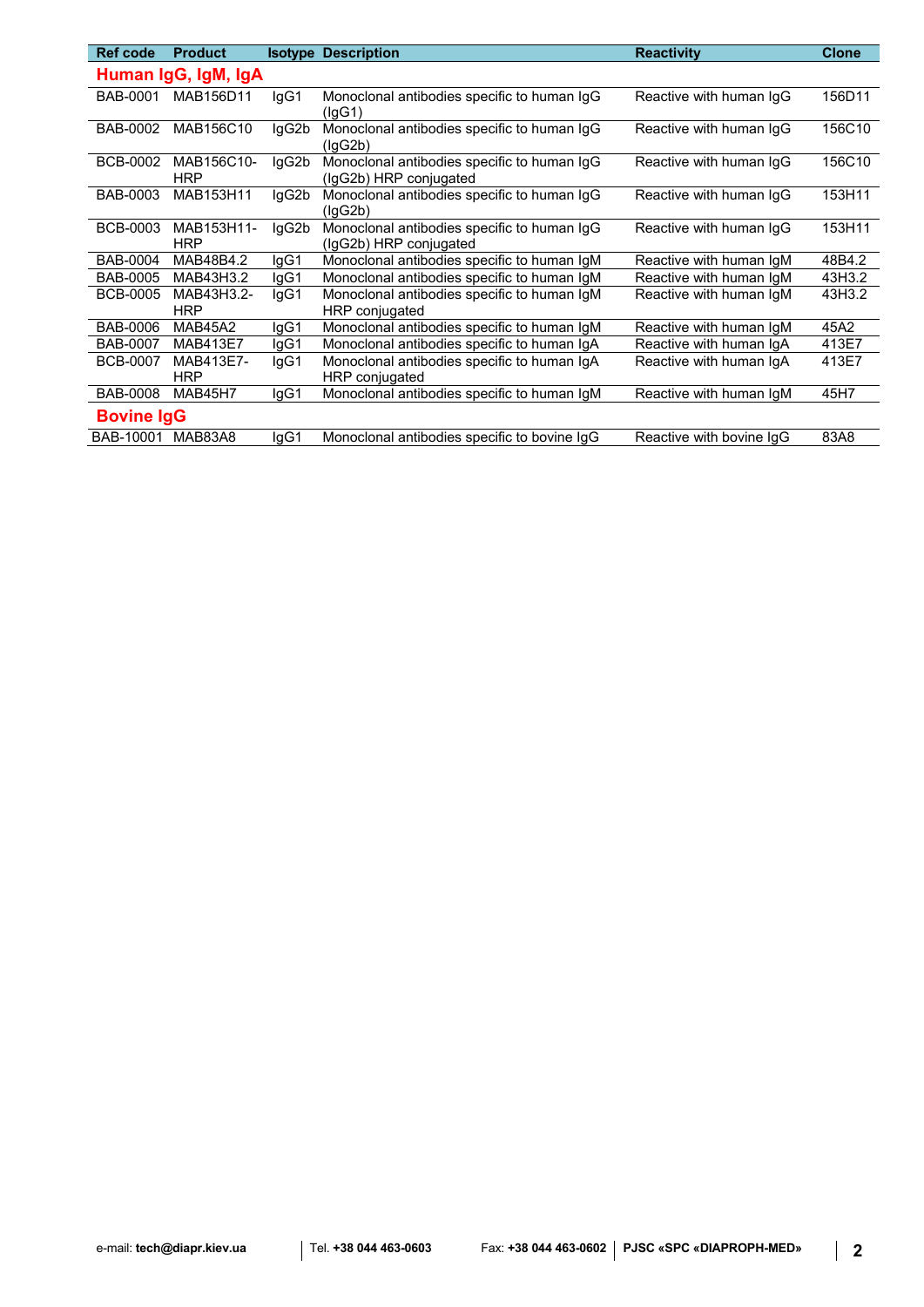| Ref code | Product | Isotype | Description | Reactivity | Clone |
|---|---|---|---|---|---|
| **Human IgG, IgM, IgA** | | | | | |
| BAB-0001 | MAB156D11 | IgG1 | Monoclonal antibodies specific to human IgG (IgG1) | Reactive with human IgG | 156D11 |
| BAB-0002 | MAB156C10 | IgG2b | Monoclonal antibodies specific to human IgG (IgG2b) | Reactive with human IgG | 156C10 |
| BCB-0002 | MAB156C10-HRP | IgG2b | Monoclonal antibodies specific to human IgG (IgG2b) HRP conjugated | Reactive with human IgG | 156C10 |
| BAB-0003 | MAB153H11 | IgG2b | Monoclonal antibodies specific to human IgG (IgG2b) | Reactive with human IgG | 153H11 |
| BCB-0003 | MAB153H11-HRP | IgG2b | Monoclonal antibodies specific to human IgG (IgG2b) HRP conjugated | Reactive with human IgG | 153H11 |
| BAB-0004 | MAB48B4.2 | IgG1 | Monoclonal antibodies specific to human IgM | Reactive with human IgM | 48B4.2 |
| BAB-0005 | MAB43H3.2 | IgG1 | Monoclonal antibodies specific to human IgM | Reactive with human IgM | 43H3.2 |
| BCB-0005 | MAB43H3.2-HRP | IgG1 | Monoclonal antibodies specific to human IgM HRP conjugated | Reactive with human IgM | 43H3.2 |
| BAB-0006 | MAB45A2 | IgG1 | Monoclonal antibodies specific to human IgM | Reactive with human IgM | 45A2 |
| BAB-0007 | MAB413E7 | IgG1 | Monoclonal antibodies specific to human IgA | Reactive with human IgA | 413E7 |
| BCB-0007 | MAB413E7-HRP | IgG1 | Monoclonal antibodies specific to human IgA HRP conjugated | Reactive with human IgA | 413E7 |
| BAB-0008 | MAB45H7 | IgG1 | Monoclonal antibodies specific to human IgM | Reactive with human IgM | 45H7 |
| **Bovine IgG** | | | | | |
| BAB-10001 | MAB83A8 | IgG1 | Monoclonal antibodies specific to bovine IgG | Reactive with bovine IgG | 83A8 |

e-mail: **tech@diapr.kiev.ua** | Tel. **+38 044 463-0603** Fax: **+38 044 463-0602** | **PJSC «SPC «DIAPROPH-MED»**